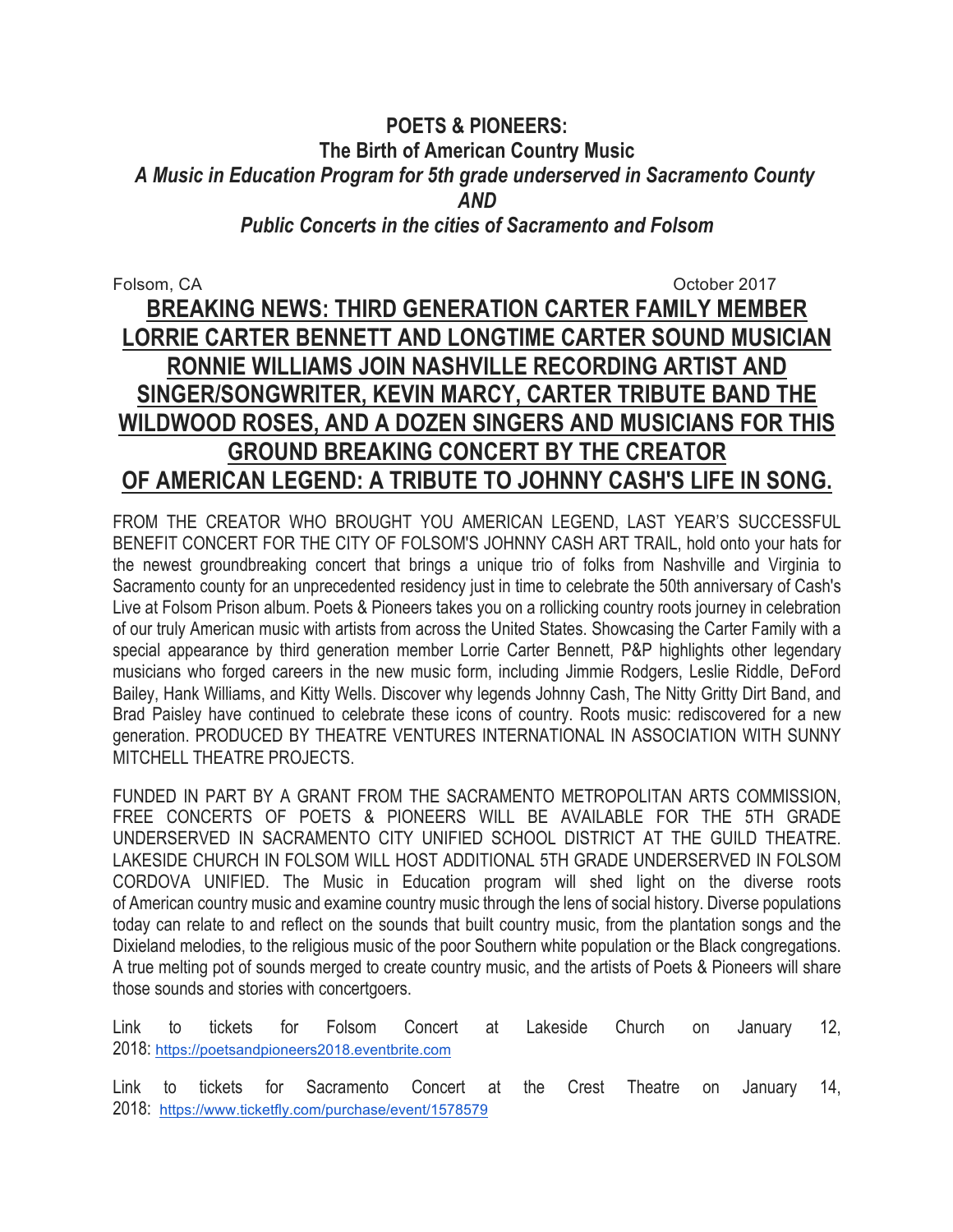# POETS & PIONEERS:

## The Birth of American Country Music

***A Music in Education Program for 5th grade underserved in Sacramento County***

***AND***

***Public Concerts in the cities of Sacramento and Folsom***

Folsom, CA October 2017

**BREAKING NEWS: THIRD GENERATION CARTER FAMILY MEMBER LORRIE CARTER BENNETT AND LONGTIME CARTER SOUND MUSICIAN RONNIE WILLIAMS JOIN NASHVILLE RECORDING ARTIST AND SINGER/SONGWRITER, KEVIN MARCY, CARTER TRIBUTE BAND THE WILDWOOD ROSES, AND A DOZEN SINGERS AND MUSICIANS FOR THIS GROUND BREAKING CONCERT BY THE CREATOR OF AMERICAN LEGEND: A TRIBUTE TO JOHNNY CASH'S LIFE IN SONG.**

FROM THE CREATOR WHO BROUGHT YOU AMERICAN LEGEND, LAST YEAR'S SUCCESSFUL BENEFIT CONCERT FOR THE CITY OF FOLSOM'S JOHNNY CASH ART TRAIL, hold onto your hats for the newest groundbreaking concert that brings a unique trio of folks from Nashville and Virginia to Sacramento county for an unprecedented residency just in time to celebrate the 50th anniversary of Cash's Live at Folsom Prison album. Poets & Pioneers takes you on a rollicking country roots journey in celebration of our truly American music with artists from across the United States. Showcasing the Carter Family with a special appearance by third generation member Lorrie Carter Bennett, P&P highlights other legendary musicians who forged careers in the new music form, including Jimmie Rodgers, Leslie Riddle, DeFord Bailey, Hank Williams, and Kitty Wells. Discover why legends Johnny Cash, The Nitty Gritty Dirt Band, and Brad Paisley have continued to celebrate these icons of country. Roots music: rediscovered for a new generation. PRODUCED BY THEATRE VENTURES INTERNATIONAL IN ASSOCIATION WITH SUNNY MITCHELL THEATRE PROJECTS.

FUNDED IN PART BY A GRANT FROM THE SACRAMENTO METROPOLITAN ARTS COMMISSION, FREE CONCERTS OF POETS & PIONEERS WILL BE AVAILABLE FOR THE 5TH GRADE UNDERSERVED IN SACRAMENTO CITY UNIFIED SCHOOL DISTRICT AT THE GUILD THEATRE. LAKESIDE CHURCH IN FOLSOM WILL HOST ADDITIONAL 5TH GRADE UNDERSERVED IN FOLSOM CORDOVA UNIFIED. The Music in Education program will shed light on the diverse roots of American country music and examine country music through the lens of social history. Diverse populations today can relate to and reflect on the sounds that built country music, from the plantation songs and the Dixieland melodies, to the religious music of the poor Southern white population or the Black congregations. A true melting pot of sounds merged to create country music, and the artists of Poets & Pioneers will share those sounds and stories with concertgoers.

Link to tickets for Folsom Concert at Lakeside Church on January 12, 2018: https://poetsandpioneers2018.eventbrite.com

Link to tickets for Sacramento Concert at the Crest Theatre on January 14, 2018: https://www.ticketfly.com/purchase/event/1578579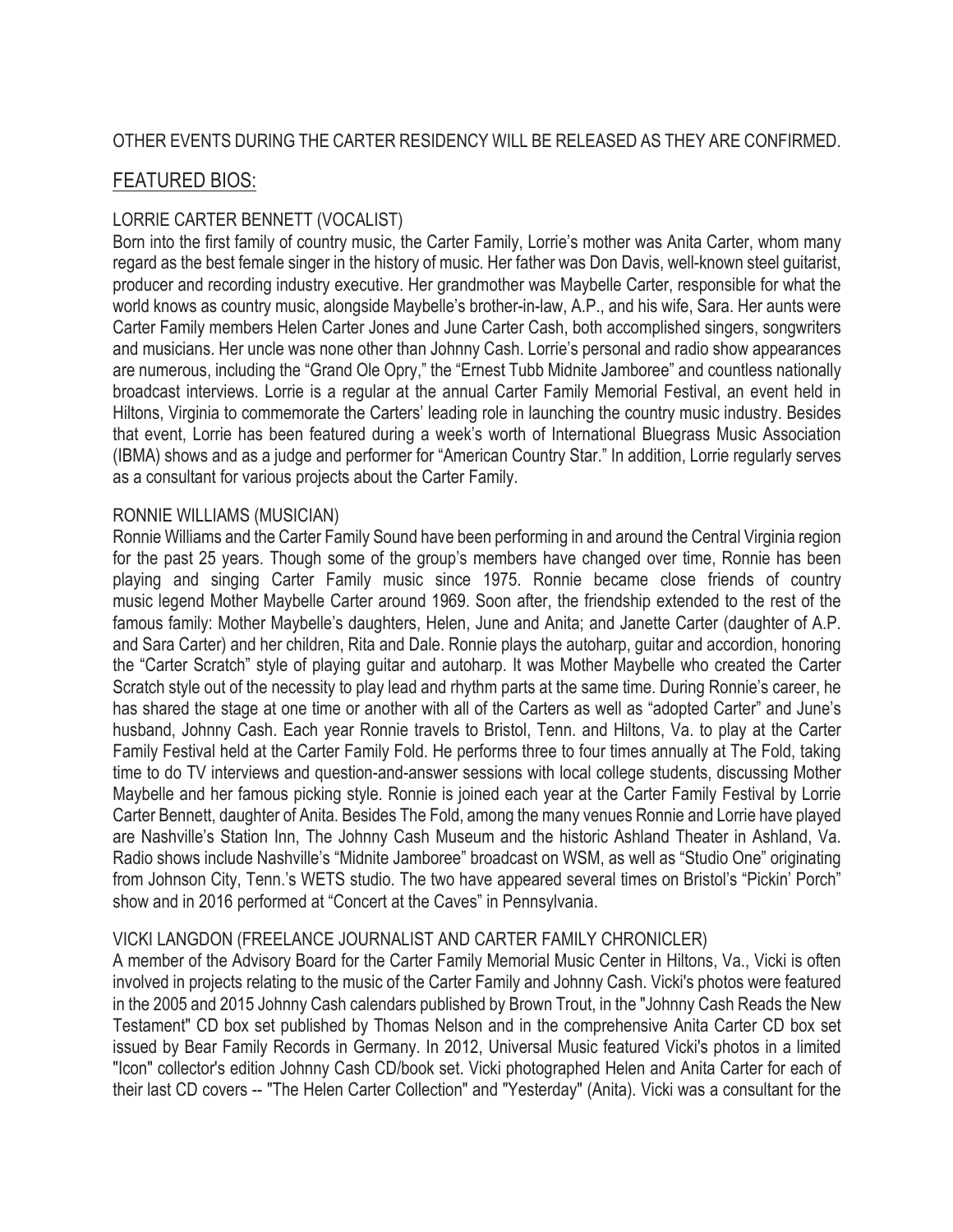OTHER EVENTS DURING THE CARTER RESIDENCY WILL BE RELEASED AS THEY ARE CONFIRMED.

## FEATURED BIOS:

### LORRIE CARTER BENNETT (VOCALIST)

Born into the first family of country music, the Carter Family, Lorrie's mother was Anita Carter, whom many regard as the best female singer in the history of music. Her father was Don Davis, well-known steel guitarist, producer and recording industry executive. Her grandmother was Maybelle Carter, responsible for what the world knows as country music, alongside Maybelle's brother-in-law, A.P., and his wife, Sara. Her aunts were Carter Family members Helen Carter Jones and June Carter Cash, both accomplished singers, songwriters and musicians. Her uncle was none other than Johnny Cash. Lorrie's personal and radio show appearances are numerous, including the "Grand Ole Opry," the "Ernest Tubb Midnite Jamboree" and countless nationally broadcast interviews. Lorrie is a regular at the annual Carter Family Memorial Festival, an event held in Hiltons, Virginia to commemorate the Carters' leading role in launching the country music industry. Besides that event, Lorrie has been featured during a week's worth of International Bluegrass Music Association (IBMA) shows and as a judge and performer for "American Country Star." In addition, Lorrie regularly serves as a consultant for various projects about the Carter Family.

### RONNIE WILLIAMS (MUSICIAN)

Ronnie Williams and the Carter Family Sound have been performing in and around the Central Virginia region for the past 25 years. Though some of the group's members have changed over time, Ronnie has been playing and singing Carter Family music since 1975. Ronnie became close friends of country music legend Mother Maybelle Carter around 1969. Soon after, the friendship extended to the rest of the famous family: Mother Maybelle's daughters, Helen, June and Anita; and Janette Carter (daughter of A.P. and Sara Carter) and her children, Rita and Dale. Ronnie plays the autoharp, guitar and accordion, honoring the "Carter Scratch" style of playing guitar and autoharp. It was Mother Maybelle who created the Carter Scratch style out of the necessity to play lead and rhythm parts at the same time. During Ronnie's career, he has shared the stage at one time or another with all of the Carters as well as "adopted Carter" and June's husband, Johnny Cash. Each year Ronnie travels to Bristol, Tenn. and Hiltons, Va. to play at the Carter Family Festival held at the Carter Family Fold. He performs three to four times annually at The Fold, taking time to do TV interviews and question-and-answer sessions with local college students, discussing Mother Maybelle and her famous picking style. Ronnie is joined each year at the Carter Family Festival by Lorrie Carter Bennett, daughter of Anita. Besides The Fold, among the many venues Ronnie and Lorrie have played are Nashville's Station Inn, The Johnny Cash Museum and the historic Ashland Theater in Ashland, Va. Radio shows include Nashville's "Midnite Jamboree" broadcast on WSM, as well as "Studio One" originating from Johnson City, Tenn.'s WETS studio. The two have appeared several times on Bristol's "Pickin' Porch" show and in 2016 performed at "Concert at the Caves" in Pennsylvania.

### VICKI LANGDON (FREELANCE JOURNALIST AND CARTER FAMILY CHRONICLER)

A member of the Advisory Board for the Carter Family Memorial Music Center in Hiltons, Va., Vicki is often involved in projects relating to the music of the Carter Family and Johnny Cash. Vicki's photos were featured in the 2005 and 2015 Johnny Cash calendars published by Brown Trout, in the "Johnny Cash Reads the New Testament" CD box set published by Thomas Nelson and in the comprehensive Anita Carter CD box set issued by Bear Family Records in Germany. In 2012, Universal Music featured Vicki's photos in a limited "Icon" collector's edition Johnny Cash CD/book set. Vicki photographed Helen and Anita Carter for each of their last CD covers -- "The Helen Carter Collection" and "Yesterday" (Anita). Vicki was a consultant for the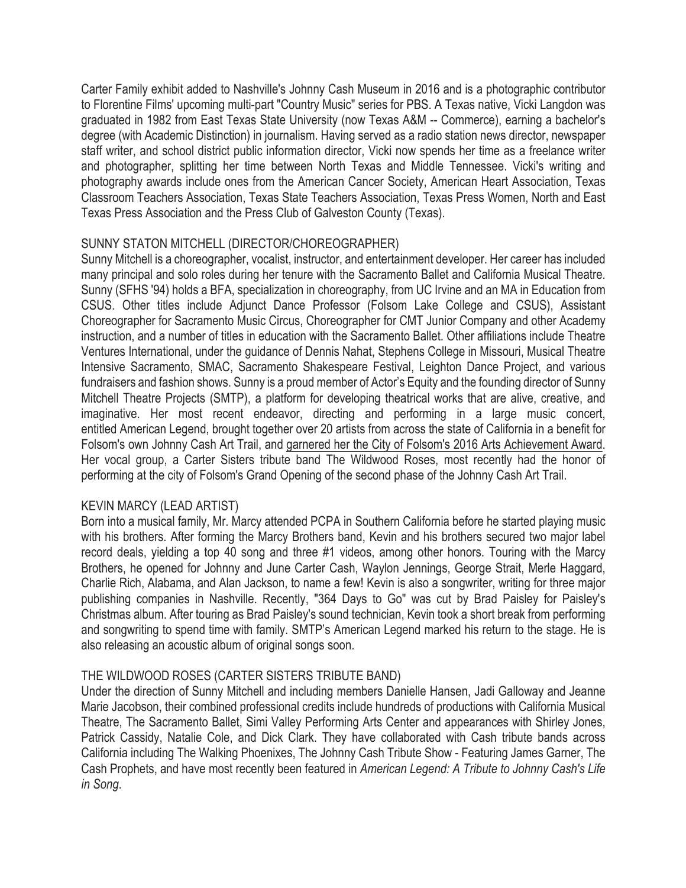Carter Family exhibit added to Nashville's Johnny Cash Museum in 2016 and is a photographic contributor to Florentine Films' upcoming multi-part "Country Music" series for PBS. A Texas native, Vicki Langdon was graduated in 1982 from East Texas State University (now Texas A&M -- Commerce), earning a bachelor's degree (with Academic Distinction) in journalism. Having served as a radio station news director, newspaper staff writer, and school district public information director, Vicki now spends her time as a freelance writer and photographer, splitting her time between North Texas and Middle Tennessee. Vicki's writing and photography awards include ones from the American Cancer Society, American Heart Association, Texas Classroom Teachers Association, Texas State Teachers Association, Texas Press Women, North and East Texas Press Association and the Press Club of Galveston County (Texas).

## SUNNY STATON MITCHELL (DIRECTOR/CHOREOGRAPHER)

Sunny Mitchell is a choreographer, vocalist, instructor, and entertainment developer. Her career has included many principal and solo roles during her tenure with the Sacramento Ballet and California Musical Theatre. Sunny (SFHS '94) holds a BFA, specialization in choreography, from UC Irvine and an MA in Education from CSUS. Other titles include Adjunct Dance Professor (Folsom Lake College and CSUS), Assistant Choreographer for Sacramento Music Circus, Choreographer for CMT Junior Company and other Academy instruction, and a number of titles in education with the Sacramento Ballet. Other affiliations include Theatre Ventures International, under the guidance of Dennis Nahat, Stephens College in Missouri, Musical Theatre Intensive Sacramento, SMAC, Sacramento Shakespeare Festival, Leighton Dance Project, and various fundraisers and fashion shows. Sunny is a proud member of Actor's Equity and the founding director of Sunny Mitchell Theatre Projects (SMTP), a platform for developing theatrical works that are alive, creative, and imaginative. Her most recent endeavor, directing and performing in a large music concert, entitled American Legend, brought together over 20 artists from across the state of California in a benefit for Folsom's own Johnny Cash Art Trail, and garnered her the City of Folsom's 2016 Arts Achievement Award. Her vocal group, a Carter Sisters tribute band The Wildwood Roses, most recently had the honor of performing at the city of Folsom's Grand Opening of the second phase of the Johnny Cash Art Trail.

## KEVIN MARCY (LEAD ARTIST)

Born into a musical family, Mr. Marcy attended PCPA in Southern California before he started playing music with his brothers. After forming the Marcy Brothers band, Kevin and his brothers secured two major label record deals, yielding a top 40 song and three #1 videos, among other honors. Touring with the Marcy Brothers, he opened for Johnny and June Carter Cash, Waylon Jennings, George Strait, Merle Haggard, Charlie Rich, Alabama, and Alan Jackson, to name a few! Kevin is also a songwriter, writing for three major publishing companies in Nashville. Recently, "364 Days to Go" was cut by Brad Paisley for Paisley's Christmas album. After touring as Brad Paisley's sound technician, Kevin took a short break from performing and songwriting to spend time with family. SMTP's American Legend marked his return to the stage. He is also releasing an acoustic album of original songs soon.

## THE WILDWOOD ROSES (CARTER SISTERS TRIBUTE BAND)

Under the direction of Sunny Mitchell and including members Danielle Hansen, Jadi Galloway and Jeanne Marie Jacobson, their combined professional credits include hundreds of productions with California Musical Theatre, The Sacramento Ballet, Simi Valley Performing Arts Center and appearances with Shirley Jones, Patrick Cassidy, Natalie Cole, and Dick Clark. They have collaborated with Cash tribute bands across California including The Walking Phoenixes, The Johnny Cash Tribute Show - Featuring James Garner, The Cash Prophets, and have most recently been featured in *American Legend: A Tribute to Johnny Cash's Life in Song*.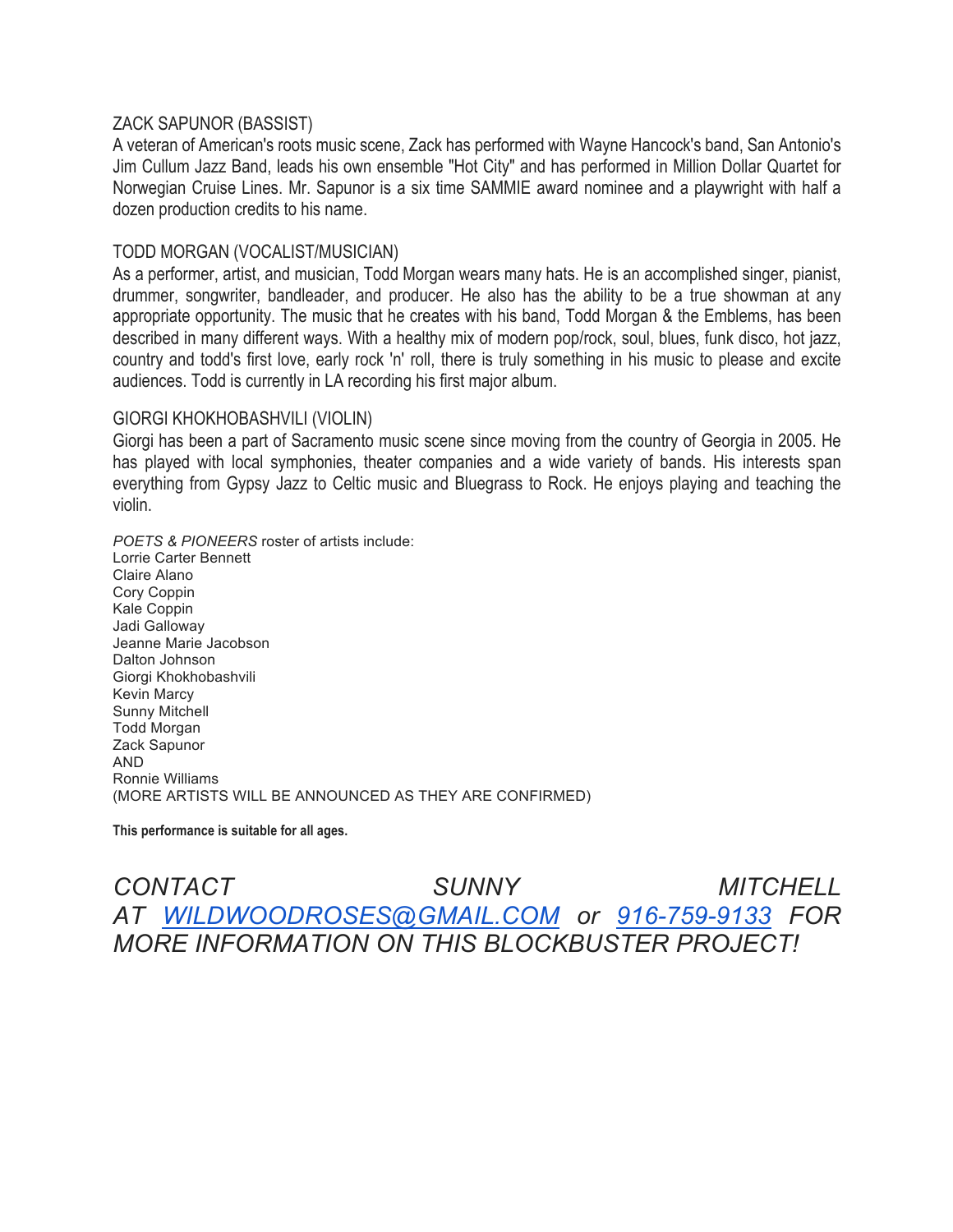ZACK SAPUNOR (BASSIST)

A veteran of American's roots music scene, Zack has performed with Wayne Hancock's band, San Antonio's Jim Cullum Jazz Band, leads his own ensemble "Hot City" and has performed in Million Dollar Quartet for Norwegian Cruise Lines. Mr. Sapunor is a six time SAMMIE award nominee and a playwright with half a dozen production credits to his name.

TODD MORGAN (VOCALIST/MUSICIAN)

As a performer, artist, and musician, Todd Morgan wears many hats. He is an accomplished singer, pianist, drummer, songwriter, bandleader, and producer. He also has the ability to be a true showman at any appropriate opportunity. The music that he creates with his band, Todd Morgan & the Emblems, has been described in many different ways. With a healthy mix of modern pop/rock, soul, blues, funk disco, hot jazz, country and todd's first love, early rock 'n' roll, there is truly something in his music to please and excite audiences. Todd is currently in LA recording his first major album.

GIORGI KHOKHOBASHVILI (VIOLIN)

Giorgi has been a part of Sacramento music scene since moving from the country of Georgia in 2005. He has played with local symphonies, theater companies and a wide variety of bands. His interests span everything from Gypsy Jazz to Celtic music and Bluegrass to Rock. He enjoys playing and teaching the violin.

*POETS & PIONEERS* roster of artists include:  
Lorrie Carter Bennett  
Claire Alano  
Cory Coppin  
Kale Coppin  
Jadi Galloway  
Jeanne Marie Jacobson  
Dalton Johnson  
Giorgi Khokhobashvili  
Kevin Marcy  
Sunny Mitchell  
Todd Morgan  
Zack Sapunor  
AND  
Ronnie Williams  
(MORE ARTISTS WILL BE ANNOUNCED AS THEY ARE CONFIRMED)

**This performance is suitable for all ages.**

*CONTACT SUNNY MITCHELL AT WILDWOODROSES@GMAIL.COM or 916-759-9133 FOR MORE INFORMATION ON THIS BLOCKBUSTER PROJECT!*